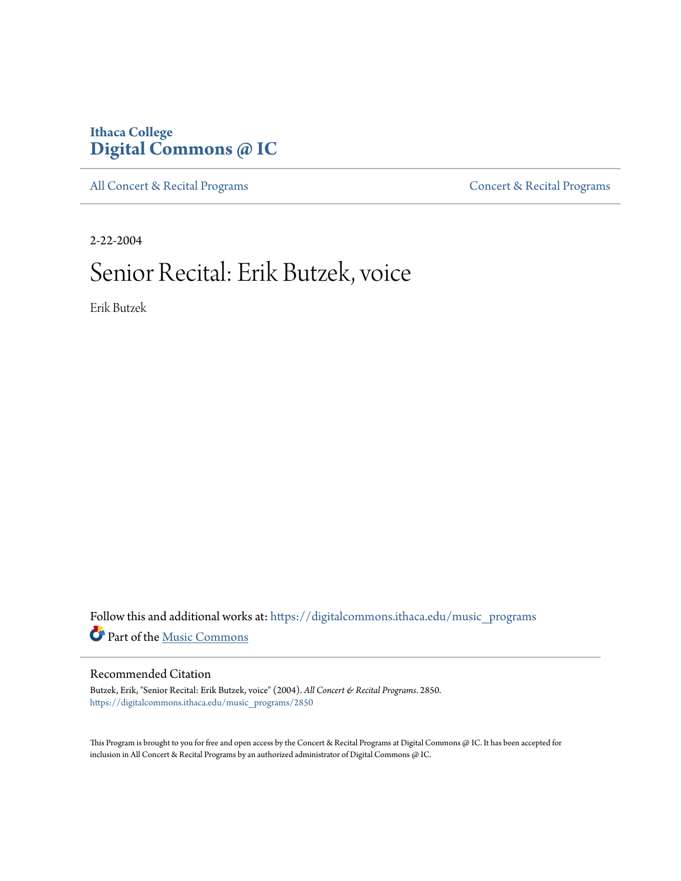Ithaca College
# Digital Commons @ IC

All Concert & Recital Programs | Concert & Recital Programs

2-22-2004

# Senior Recital: Erik Butzek, voice

Erik Butzek

Follow this and additional works at: https://digitalcommons.ithaca.edu/music_programs

Part of the Music Commons

## Recommended Citation

Butzek, Erik, "Senior Recital: Erik Butzek, voice" (2004). *All Concert & Recital Programs*. 2850.
https://digitalcommons.ithaca.edu/music_programs/2850

This Program is brought to you for free and open access by the Concert & Recital Programs at Digital Commons @ IC. It has been accepted for inclusion in All Concert & Recital Programs by an authorized administrator of Digital Commons @ IC.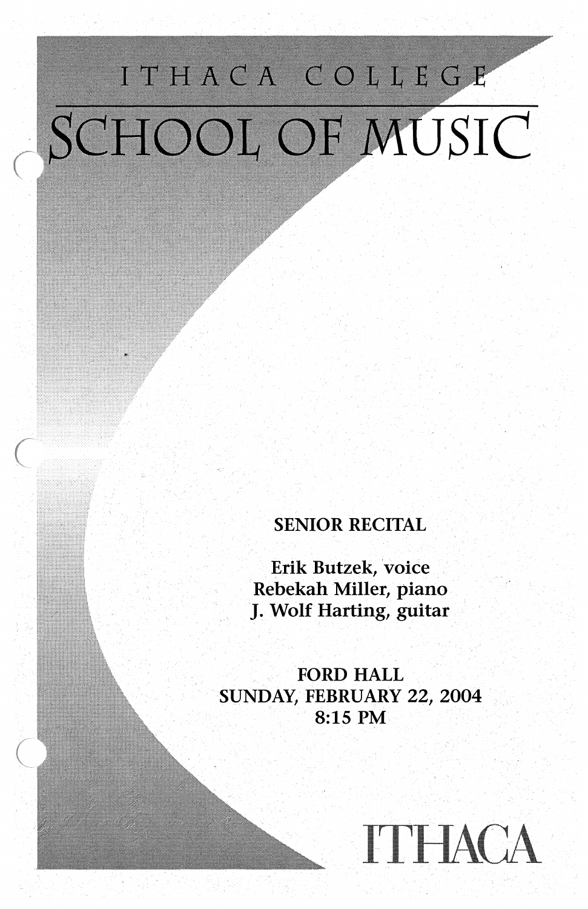# ITHACA COLLEGE

# SCHOOL OF MUSIC

SENIOR RECITAL

Erik Butzek, voice
Rebekah Miller, piano
J. Wolf Harting, guitar

FORD HALL
SUNDAY, FEBRUARY 22, 2004
8:15 PM

ITHACA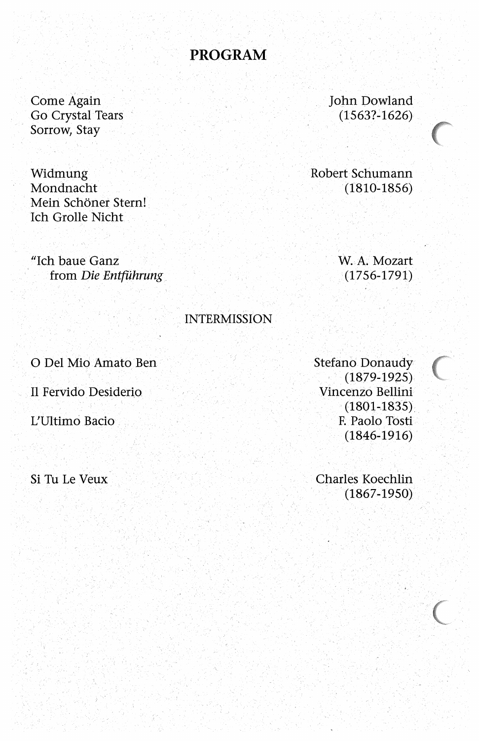# PROGRAM

| | |
|---|---|
| Come Again<br>Go Crystal Tears<br>Sorrow, Stay | John Dowland<br>(1563?-1626) |
| Widmung<br>Mondnacht<br>Mein Schöner Stern!<br>Ich Grolle Nicht | Robert Schumann<br>(1810-1856) |
| "Ich baue Ganz<br>from *Die Entführung* | W. A. Mozart<br>(1756-1791) |

INTERMISSION

| | |
|---|---|
| O Del Mio Amato Ben | Stefano Donaudy<br>(1879-1925) |
| Il Fervido Desiderio | Vincenzo Bellini<br>(1801-1835) |
| L'Ultimo Bacio | F. Paolo Tosti<br>(1846-1916) |
| Si Tu Le Veux | Charles Koechlin<br>(1867-1950) |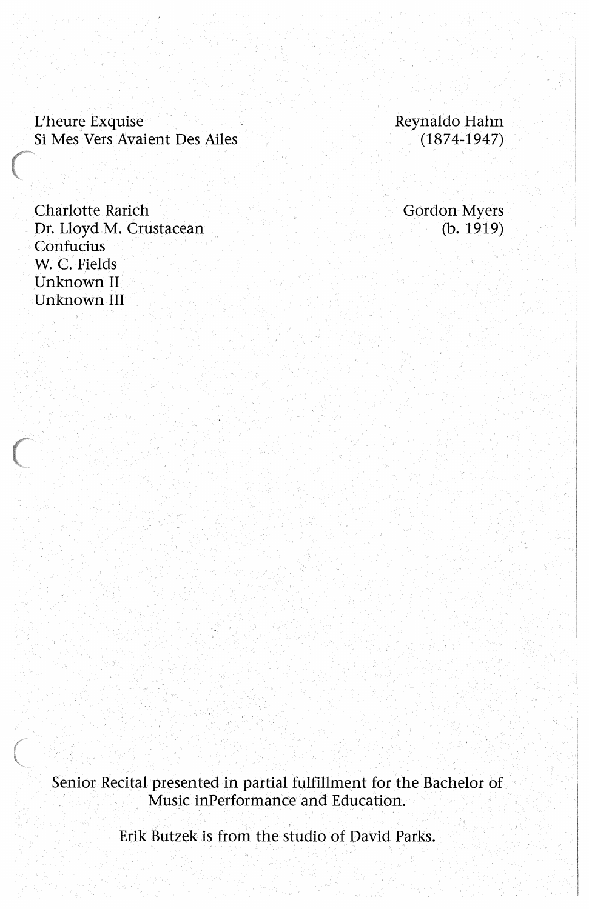L'heure Exquise
Si Mes Vers Avaient Des Ailes

Reynaldo Hahn
(1874-1947)

Charlotte Rarich
Dr. Lloyd M. Crustacean
Confucius
W. C. Fields
Unknown II
Unknown III

Gordon Myers
(b. 1919)

Senior Recital presented in partial fulfillment for the Bachelor of Music inPerformance and Education.

Erik Butzek is from the studio of David Parks.